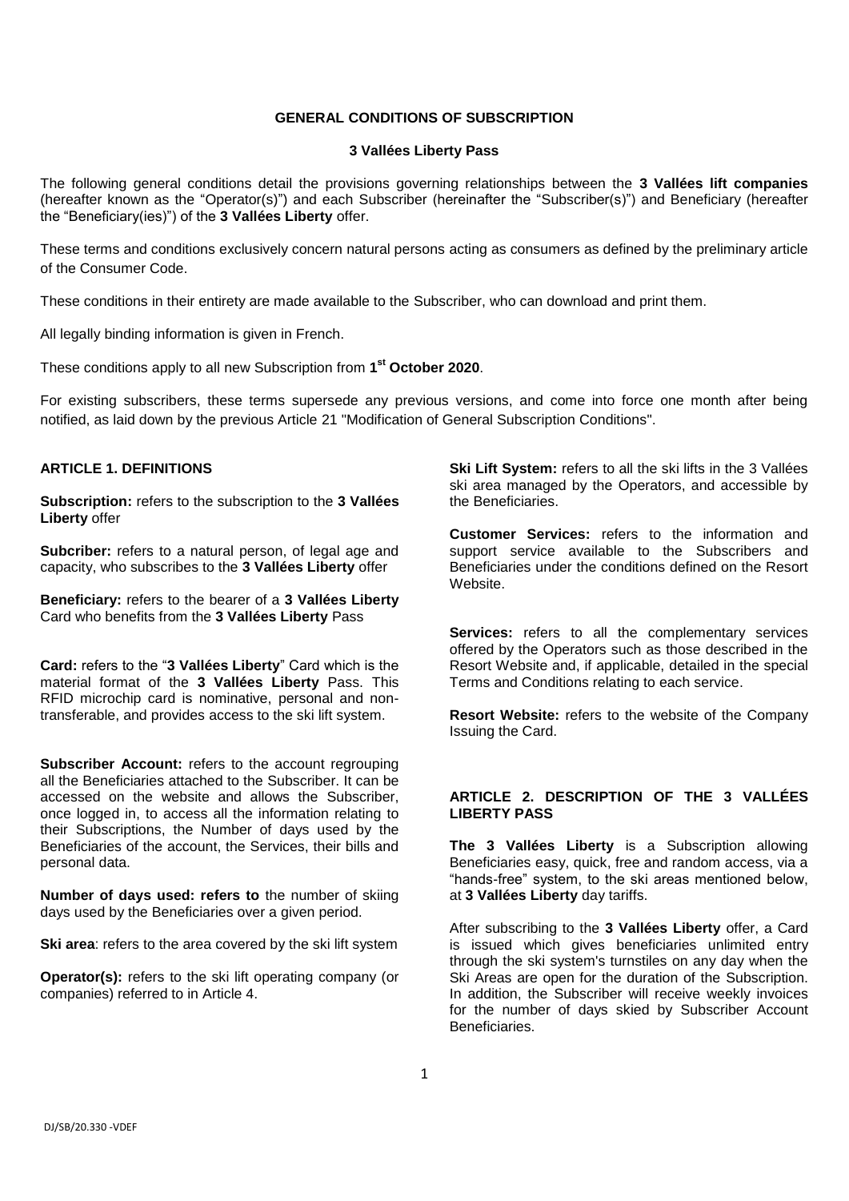# GENERAL CONDITIONS OF SUBSCRIPTION

## 3 Vallées Liberty Pass

The following general conditions detail the provisions governing relationships between the **3 Vallées lift companies** (hereafter known as the "Operator(s)") and each Subscriber (hereinafter the "Subscriber(s)") and Beneficiary (hereafter the "Beneficiary(ies)") of the **3 Vallées Liberty** offer.

These terms and conditions exclusively concern natural persons acting as consumers as defined by the preliminary article of the Consumer Code.

These conditions in their entirety are made available to the Subscriber, who can download and print them.

All legally binding information is given in French.

These conditions apply to all new Subscription from **1st October 2020**.

For existing subscribers, these terms supersede any previous versions, and come into force one month after being notified, as laid down by the previous Article 21 "Modification of General Subscription Conditions".

### ARTICLE 1. DEFINITIONS

**Subscription:** refers to the subscription to the **3 Vallées Liberty** offer

**Subcriber:** refers to a natural person, of legal age and capacity, who subscribes to the **3 Vallées Liberty** offer

**Beneficiary:** refers to the bearer of a **3 Vallées Liberty** Card who benefits from the **3 Vallées Liberty** Pass

**Card:** refers to the "**3 Vallées Liberty**" Card which is the material format of the **3 Vallées Liberty** Pass. This RFID microchip card is nominative, personal and non-transferable, and provides access to the ski lift system.

**Subscriber Account:** refers to the account regrouping all the Beneficiaries attached to the Subscriber. It can be accessed on the website and allows the Subscriber, once logged in, to access all the information relating to their Subscriptions, the Number of days used by the Beneficiaries of the account, the Services, their bills and personal data.

**Number of days used: refers to** the number of skiing days used by the Beneficiaries over a given period.

**Ski area**: refers to the area covered by the ski lift system

**Operator(s):** refers to the ski lift operating company (or companies) referred to in Article 4.

**Ski Lift System:** refers to all the ski lifts in the 3 Vallées ski area managed by the Operators, and accessible by the Beneficiaries.

**Customer Services:** refers to the information and support service available to the Subscribers and Beneficiaries under the conditions defined on the Resort Website.

**Services:** refers to all the complementary services offered by the Operators such as those described in the Resort Website and, if applicable, detailed in the special Terms and Conditions relating to each service.

**Resort Website:** refers to the website of the Company Issuing the Card.

### ARTICLE 2. DESCRIPTION OF THE 3 VALLÉES LIBERTY PASS

**The 3 Vallées Liberty** is a Subscription allowing Beneficiaries easy, quick, free and random access, via a "hands-free" system, to the ski areas mentioned below, at **3 Vallées Liberty** day tariffs.

After subscribing to the **3 Vallées Liberty** offer, a Card is issued which gives beneficiaries unlimited entry through the ski system's turnstiles on any day when the Ski Areas are open for the duration of the Subscription. In addition, the Subscriber will receive weekly invoices for the number of days skied by Subscriber Account Beneficiaries.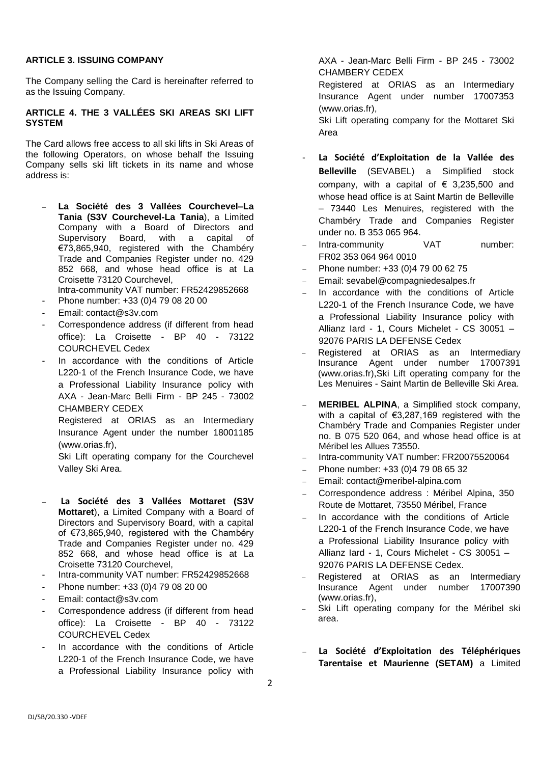### ARTICLE 3. ISSUING COMPANY

The Company selling the Card is hereinafter referred to as the Issuing Company.

### ARTICLE 4. THE 3 VALLÉES SKI AREAS SKI LIFT SYSTEM

The Card allows free access to all ski lifts in Ski Areas of the following Operators, on whose behalf the Issuing Company sells ski lift tickets in its name and whose address is:

- **La Société des 3 Vallées Courchevel–La Tania (S3V Courchevel-La Tania**), a Limited Company with a Board of Directors and Supervisory Board, with a capital of €73,865,940, registered with the Chambéry Trade and Companies Register under no. 429 852 668, and whose head office is at La Croisette 73120 Courchevel,
  Intra-community VAT number: FR52429852668
- Phone number: +33 (0)4 79 08 20 00
- Email: contact@s3v.com
- Correspondence address (if different from head office): La Croisette - BP 40 - 73122 COURCHEVEL Cedex
- In accordance with the conditions of Article L220-1 of the French Insurance Code, we have a Professional Liability Insurance policy with AXA - Jean-Marc Belli Firm - BP 245 - 73002 CHAMBERY CEDEX
  Registered at ORIAS as an Intermediary Insurance Agent under the number 18001185 (www.orias.fr),
  Ski Lift operating company for the Courchevel Valley Ski Area.

- **La Société des 3 Vallées Mottaret (S3V Mottaret**), a Limited Company with a Board of Directors and Supervisory Board, with a capital of €73,865,940, registered with the Chambéry Trade and Companies Register under no. 429 852 668, and whose head office is at La Croisette 73120 Courchevel,
- Intra-community VAT number: FR52429852668
- Phone number: +33 (0)4 79 08 20 00
- Email: contact@s3v.com
- Correspondence address (if different from head office): La Croisette - BP 40 - 73122 COURCHEVEL Cedex
- In accordance with the conditions of Article L220-1 of the French Insurance Code, we have a Professional Liability Insurance policy with AXA - Jean-Marc Belli Firm - BP 245 - 73002 CHAMBERY CEDEX
  Registered at ORIAS as an Intermediary Insurance Agent under number 17007353 (www.orias.fr),
  Ski Lift operating company for the Mottaret Ski Area

- **La Société d'Exploitation de la Vallée des Belleville** (SEVABEL) a Simplified stock company, with a capital of € 3,235,500 and whose head office is at Saint Martin de Belleville – 73440 Les Menuires, registered with the Chambéry Trade and Companies Register under no. B 353 065 964.
- Intra-community VAT number: FR02 353 064 964 0010
- Phone number: +33 (0)4 79 00 62 75
- Email: sevabel@compagniedesalpes.fr
- In accordance with the conditions of Article L220-1 of the French Insurance Code, we have a Professional Liability Insurance policy with Allianz Iard - 1, Cours Michelet - CS 30051 – 92076 PARIS LA DEFENSE Cedex
- Registered at ORIAS as an Intermediary Insurance Agent under number 17007391 (www.orias.fr),Ski Lift operating company for the Les Menuires - Saint Martin de Belleville Ski Area.

- **MERIBEL ALPINA**, a Simplified stock company, with a capital of €3,287,169 registered with the Chambéry Trade and Companies Register under no. B 075 520 064, and whose head office is at Méribel les Allues 73550.
- Intra-community VAT number: FR20075520064
- Phone number: +33 (0)4 79 08 65 32
- Email: contact@meribel-alpina.com
- Correspondence address : Méribel Alpina, 350 Route de Mottaret, 73550 Méribel, France
- In accordance with the conditions of Article L220-1 of the French Insurance Code, we have a Professional Liability Insurance policy with Allianz Iard - 1, Cours Michelet - CS 30051 – 92076 PARIS LA DEFENSE Cedex.
- Registered at ORIAS as an Intermediary Insurance Agent under number 17007390 (www.orias.fr),
- Ski Lift operating company for the Méribel ski area.

- **La Société d'Exploitation des Téléphériques Tarentaise et Maurienne (SETAM)** a Limited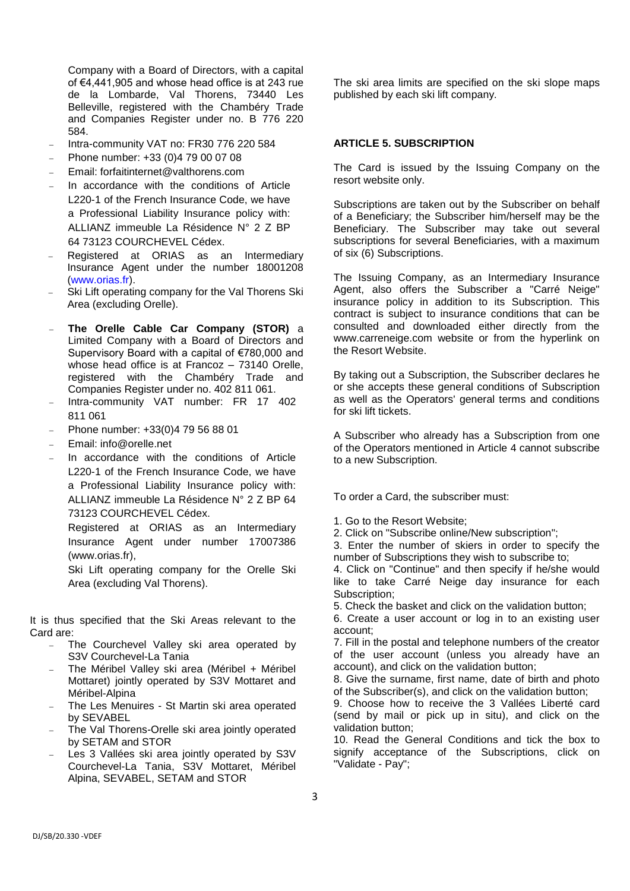Company with a Board of Directors, with a capital of €4,441,905 and whose head office is at 243 rue de la Lombarde, Val Thorens, 73440 Les Belleville, registered with the Chambéry Trade and Companies Register under no. B 776 220 584.

- Intra-community VAT no: FR30 776 220 584
- Phone number: +33 (0)4 79 00 07 08
- Email: forfaitinternet@valthorens.com
- In accordance with the conditions of Article L220-1 of the French Insurance Code, we have a Professional Liability Insurance policy with: ALLIANZ immeuble La Résidence N° 2 Z BP 64 73123 COURCHEVEL Cédex.
- Registered at ORIAS as an Intermediary Insurance Agent under the number 18001208 (www.orias.fr).
- Ski Lift operating company for the Val Thorens Ski Area (excluding Orelle).

- **The Orelle Cable Car Company (STOR)** a Limited Company with a Board of Directors and Supervisory Board with a capital of €780,000 and whose head office is at Francoz – 73140 Orelle, registered with the Chambéry Trade and Companies Register under no. 402 811 061.
- Intra-community VAT number: FR 17 402 811 061
- Phone number: +33(0)4 79 56 88 01
- Email: info@orelle.net
- In accordance with the conditions of Article L220-1 of the French Insurance Code, we have a Professional Liability Insurance policy with: ALLIANZ immeuble La Résidence N° 2 Z BP 64 73123 COURCHEVEL Cédex.

  Registered at ORIAS as an Intermediary Insurance Agent under number 17007386 (www.orias.fr),

  Ski Lift operating company for the Orelle Ski Area (excluding Val Thorens).

It is thus specified that the Ski Areas relevant to the Card are:

- The Courchevel Valley ski area operated by S3V Courchevel-La Tania
- The Méribel Valley ski area (Méribel + Méribel Mottaret) jointly operated by S3V Mottaret and Méribel-Alpina
- The Les Menuires - St Martin ski area operated by SEVABEL
- The Val Thorens-Orelle ski area jointly operated by SETAM and STOR
- Les 3 Vallées ski area jointly operated by S3V Courchevel-La Tania, S3V Mottaret, Méribel Alpina, SEVABEL, SETAM and STOR

The ski area limits are specified on the ski slope maps published by each ski lift company.

## ARTICLE 5. SUBSCRIPTION

The Card is issued by the Issuing Company on the resort website only.

Subscriptions are taken out by the Subscriber on behalf of a Beneficiary; the Subscriber him/herself may be the Beneficiary. The Subscriber may take out several subscriptions for several Beneficiaries, with a maximum of six (6) Subscriptions.

The Issuing Company, as an Intermediary Insurance Agent, also offers the Subscriber a "Carré Neige" insurance policy in addition to its Subscription. This contract is subject to insurance conditions that can be consulted and downloaded either directly from the www.carreneige.com website or from the hyperlink on the Resort Website.

By taking out a Subscription, the Subscriber declares he or she accepts these general conditions of Subscription as well as the Operators' general terms and conditions for ski lift tickets.

A Subscriber who already has a Subscription from one of the Operators mentioned in Article 4 cannot subscribe to a new Subscription.

To order a Card, the subscriber must:

1. Go to the Resort Website;
2. Click on "Subscribe online/New subscription";
3. Enter the number of skiers in order to specify the number of Subscriptions they wish to subscribe to;
4. Click on "Continue" and then specify if he/she would like to take Carré Neige day insurance for each Subscription;
5. Check the basket and click on the validation button;
6. Create a user account or log in to an existing user account;
7. Fill in the postal and telephone numbers of the creator of the user account (unless you already have an account), and click on the validation button;
8. Give the surname, first name, date of birth and photo of the Subscriber(s), and click on the validation button;
9. Choose how to receive the 3 Vallées Liberté card (send by mail or pick up in situ), and click on the validation button;
10. Read the General Conditions and tick the box to signify acceptance of the Subscriptions, click on "Validate - Pay";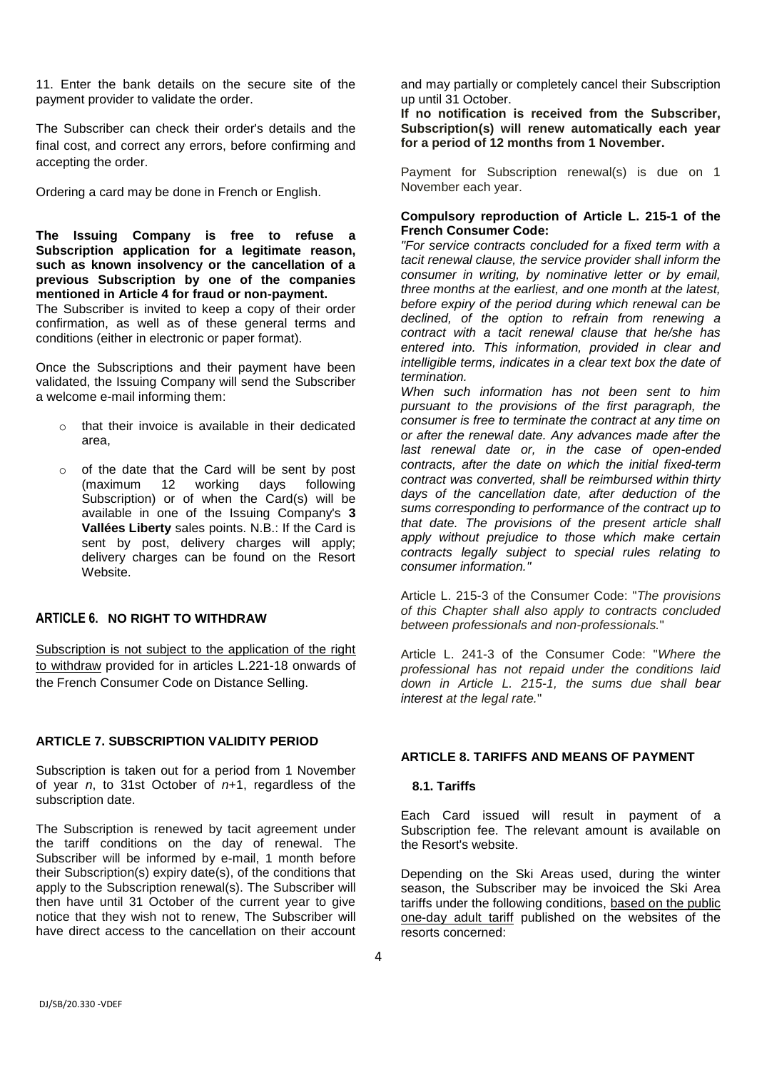11. Enter the bank details on the secure site of the payment provider to validate the order.

The Subscriber can check their order's details and the final cost, and correct any errors, before confirming and accepting the order.

Ordering a card may be done in French or English.

**The Issuing Company is free to refuse a Subscription application for a legitimate reason, such as known insolvency or the cancellation of a previous Subscription by one of the companies mentioned in Article 4 for fraud or non-payment.**

The Subscriber is invited to keep a copy of their order confirmation, as well as of these general terms and conditions (either in electronic or paper format).

Once the Subscriptions and their payment have been validated, the Issuing Company will send the Subscriber a welcome e-mail informing them:

- that their invoice is available in their dedicated area,
- of the date that the Card will be sent by post (maximum 12 working days following Subscription) or of when the Card(s) will be available in one of the Issuing Company's **3 Vallées Liberty** sales points. N.B.: If the Card is sent by post, delivery charges will apply; delivery charges can be found on the Resort Website.

## ARTICLE 6. NO RIGHT TO WITHDRAW

Subscription is not subject to the application of the right to withdraw provided for in articles L.221-18 onwards of the French Consumer Code on Distance Selling.

## ARTICLE 7. SUBSCRIPTION VALIDITY PERIOD

Subscription is taken out for a period from 1 November of year *n*, to 31st October of *n*+1, regardless of the subscription date.

The Subscription is renewed by tacit agreement under the tariff conditions on the day of renewal. The Subscriber will be informed by e-mail, 1 month before their Subscription(s) expiry date(s), of the conditions that apply to the Subscription renewal(s). The Subscriber will then have until 31 October of the current year to give notice that they wish not to renew, The Subscriber will have direct access to the cancellation on their account and may partially or completely cancel their Subscription up until 31 October.

**If no notification is received from the Subscriber, Subscription(s) will renew automatically each year for a period of 12 months from 1 November.**

Payment for Subscription renewal(s) is due on 1 November each year.

**Compulsory reproduction of Article L. 215-1 of the French Consumer Code:**

*"For service contracts concluded for a fixed term with a tacit renewal clause, the service provider shall inform the consumer in writing, by nominative letter or by email, three months at the earliest, and one month at the latest, before expiry of the period during which renewal can be declined, of the option to refrain from renewing a contract with a tacit renewal clause that he/she has entered into. This information, provided in clear and intelligible terms, indicates in a clear text box the date of termination.*

*When such information has not been sent to him pursuant to the provisions of the first paragraph, the consumer is free to terminate the contract at any time on or after the renewal date. Any advances made after the last renewal date or, in the case of open-ended contracts, after the date on which the initial fixed-term contract was converted, shall be reimbursed within thirty days of the cancellation date, after deduction of the sums corresponding to performance of the contract up to that date. The provisions of the present article shall apply without prejudice to those which make certain contracts legally subject to special rules relating to consumer information."*

Article L. 215-3 of the Consumer Code: "*The provisions of this Chapter shall also apply to contracts concluded between professionals and non-professionals.*"

Article L. 241-3 of the Consumer Code: "*Where the professional has not repaid under the conditions laid down in Article L. 215-1, the sums due shall bear interest at the legal rate.*"

## ARTICLE 8. TARIFFS AND MEANS OF PAYMENT

### 8.1. Tariffs

Each Card issued will result in payment of a Subscription fee. The relevant amount is available on the Resort's website.

Depending on the Ski Areas used, during the winter season, the Subscriber may be invoiced the Ski Area tariffs under the following conditions, based on the public one-day adult tariff published on the websites of the resorts concerned: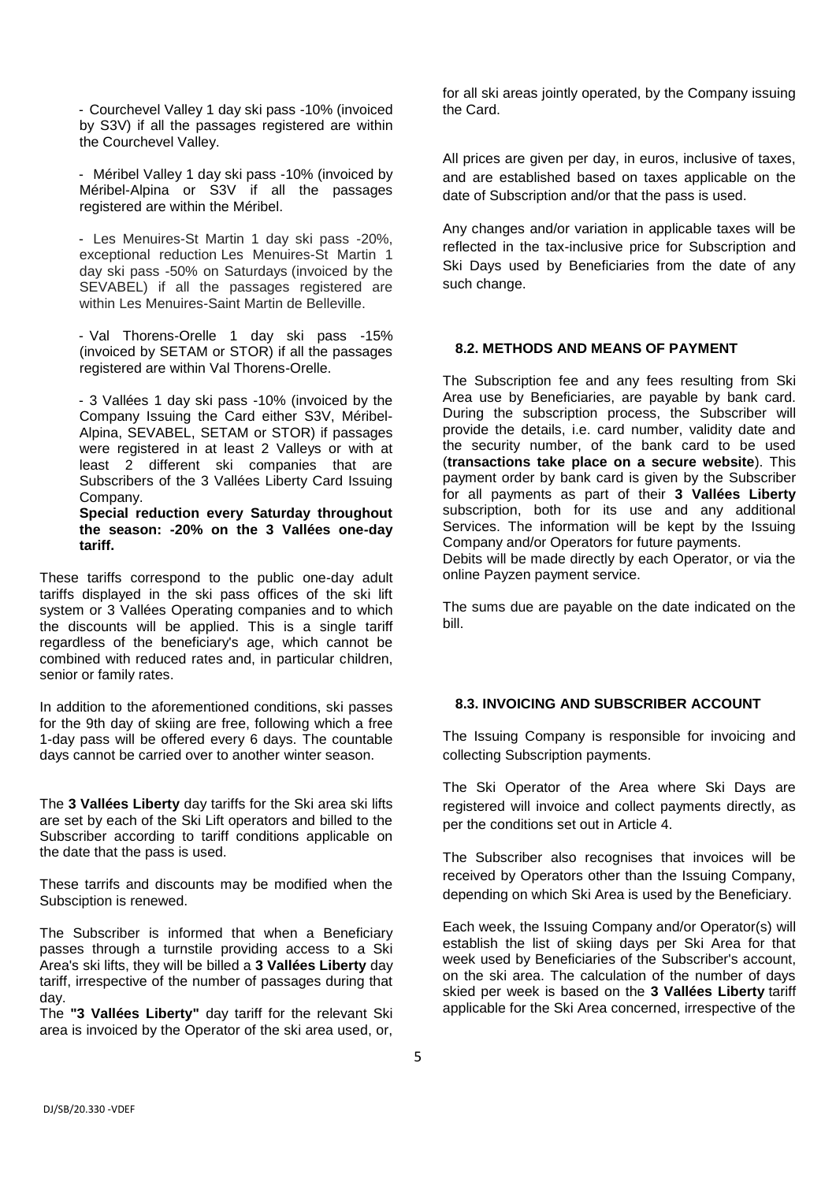- Courchevel Valley 1 day ski pass -10% (invoiced by S3V) if all the passages registered are within the Courchevel Valley.

- Méribel Valley 1 day ski pass -10% (invoiced by Méribel-Alpina or S3V if all the passages registered are within the Méribel.

- Les Menuires-St Martin 1 day ski pass -20%, exceptional reduction Les Menuires-St Martin 1 day ski pass -50% on Saturdays (invoiced by the SEVABEL) if all the passages registered are within Les Menuires-Saint Martin de Belleville.

- Val Thorens-Orelle 1 day ski pass -15% (invoiced by SETAM or STOR) if all the passages registered are within Val Thorens-Orelle.

- 3 Vallées 1 day ski pass -10% (invoiced by the Company Issuing the Card either S3V, Méribel-Alpina, SEVABEL, SETAM or STOR) if passages were registered in at least 2 Valleys or with at least 2 different ski companies that are Subscribers of the 3 Vallées Liberty Card Issuing Company.

**Special reduction every Saturday throughout the season: -20% on the 3 Vallées one-day tariff.**

These tariffs correspond to the public one-day adult tariffs displayed in the ski pass offices of the ski lift system or 3 Vallées Operating companies and to which the discounts will be applied. This is a single tariff regardless of the beneficiary's age, which cannot be combined with reduced rates and, in particular children, senior or family rates.

In addition to the aforementioned conditions, ski passes for the 9th day of skiing are free, following which a free 1-day pass will be offered every 6 days. The countable days cannot be carried over to another winter season.

The **3 Vallées Liberty** day tariffs for the Ski area ski lifts are set by each of the Ski Lift operators and billed to the Subscriber according to tariff conditions applicable on the date that the pass is used.

These tarrifs and discounts may be modified when the Subsciption is renewed.

The Subscriber is informed that when a Beneficiary passes through a turnstile providing access to a Ski Area's ski lifts, they will be billed a **3 Vallées Liberty** day tariff, irrespective of the number of passages during that day.

The **"3 Vallées Liberty"** day tariff for the relevant Ski area is invoiced by the Operator of the ski area used, or, for all ski areas jointly operated, by the Company issuing the Card.

All prices are given per day, in euros, inclusive of taxes, and are established based on taxes applicable on the date of Subscription and/or that the pass is used.

Any changes and/or variation in applicable taxes will be reflected in the tax-inclusive price for Subscription and Ski Days used by Beneficiaries from the date of any such change.

### 8.2. METHODS AND MEANS OF PAYMENT

The Subscription fee and any fees resulting from Ski Area use by Beneficiaries, are payable by bank card. During the subscription process, the Subscriber will provide the details, i.e. card number, validity date and the security number, of the bank card to be used (**transactions take place on a secure website**). This payment order by bank card is given by the Subscriber for all payments as part of their **3 Vallées Liberty** subscription, both for its use and any additional Services. The information will be kept by the Issuing Company and/or Operators for future payments.

Debits will be made directly by each Operator, or via the online Payzen payment service.

The sums due are payable on the date indicated on the bill.

### 8.3. INVOICING AND SUBSCRIBER ACCOUNT

The Issuing Company is responsible for invoicing and collecting Subscription payments.

The Ski Operator of the Area where Ski Days are registered will invoice and collect payments directly, as per the conditions set out in Article 4.

The Subscriber also recognises that invoices will be received by Operators other than the Issuing Company, depending on which Ski Area is used by the Beneficiary.

Each week, the Issuing Company and/or Operator(s) will establish the list of skiing days per Ski Area for that week used by Beneficiaries of the Subscriber's account, on the ski area. The calculation of the number of days skied per week is based on the **3 Vallées Liberty** tariff applicable for the Ski Area concerned, irrespective of the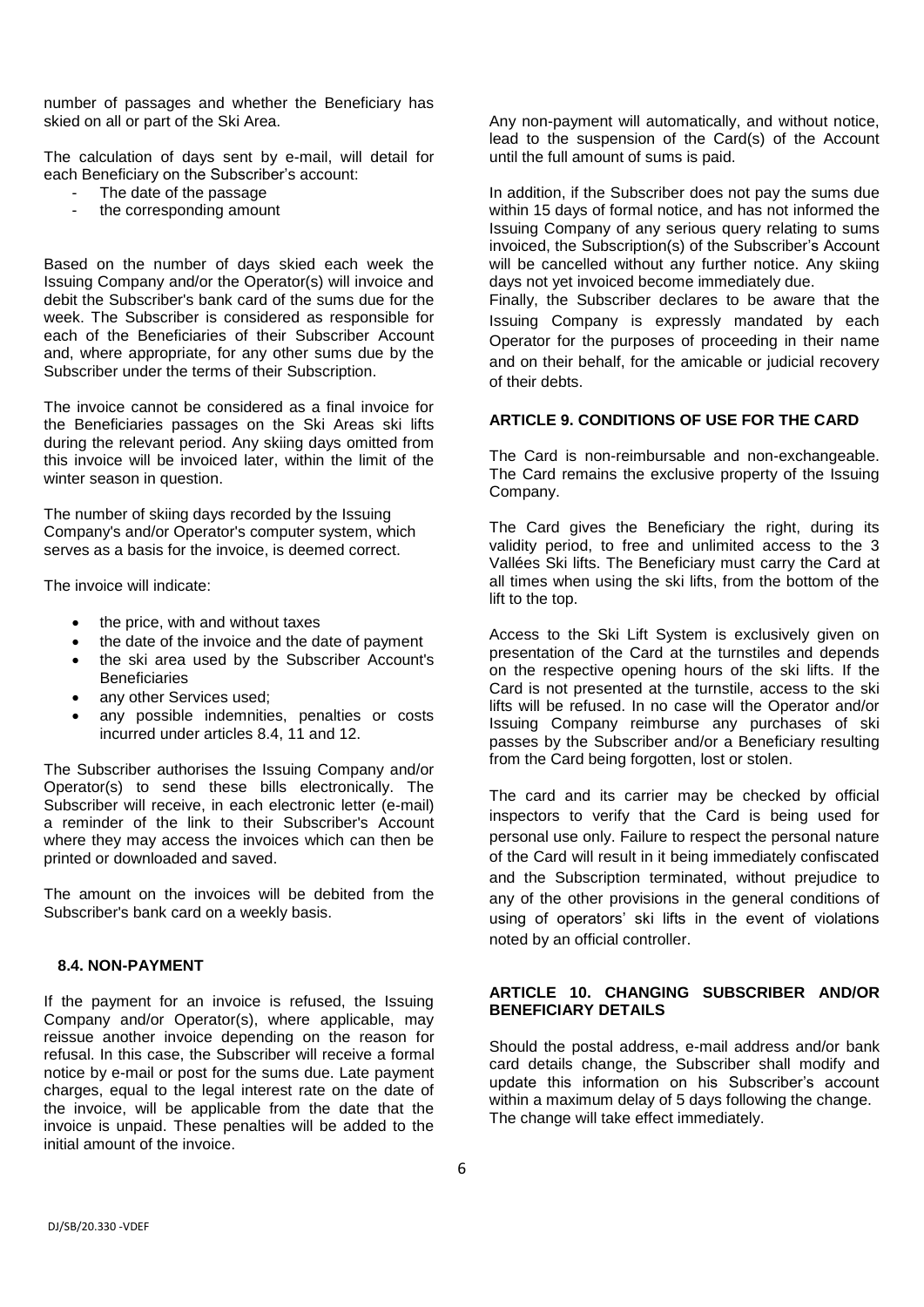number of passages and whether the Beneficiary has skied on all or part of the Ski Area.

The calculation of days sent by e-mail, will detail for each Beneficiary on the Subscriber's account:

- The date of the passage
- the corresponding amount

Based on the number of days skied each week the Issuing Company and/or the Operator(s) will invoice and debit the Subscriber's bank card of the sums due for the week. The Subscriber is considered as responsible for each of the Beneficiaries of their Subscriber Account and, where appropriate, for any other sums due by the Subscriber under the terms of their Subscription.

The invoice cannot be considered as a final invoice for the Beneficiaries passages on the Ski Areas ski lifts during the relevant period. Any skiing days omitted from this invoice will be invoiced later, within the limit of the winter season in question.

The number of skiing days recorded by the Issuing Company's and/or Operator's computer system, which serves as a basis for the invoice, is deemed correct.

The invoice will indicate:

- the price, with and without taxes
- the date of the invoice and the date of payment
- the ski area used by the Subscriber Account's Beneficiaries
- any other Services used;
- any possible indemnities, penalties or costs incurred under articles 8.4, 11 and 12.

The Subscriber authorises the Issuing Company and/or Operator(s) to send these bills electronically. The Subscriber will receive, in each electronic letter (e-mail) a reminder of the link to their Subscriber's Account where they may access the invoices which can then be printed or downloaded and saved.

The amount on the invoices will be debited from the Subscriber's bank card on a weekly basis.

### 8.4. NON-PAYMENT

If the payment for an invoice is refused, the Issuing Company and/or Operator(s), where applicable, may reissue another invoice depending on the reason for refusal. In this case, the Subscriber will receive a formal notice by e-mail or post for the sums due. Late payment charges, equal to the legal interest rate on the date of the invoice, will be applicable from the date that the invoice is unpaid. These penalties will be added to the initial amount of the invoice.

Any non-payment will automatically, and without notice, lead to the suspension of the Card(s) of the Account until the full amount of sums is paid.

In addition, if the Subscriber does not pay the sums due within 15 days of formal notice, and has not informed the Issuing Company of any serious query relating to sums invoiced, the Subscription(s) of the Subscriber's Account will be cancelled without any further notice. Any skiing days not yet invoiced become immediately due.
Finally, the Subscriber declares to be aware that the Issuing Company is expressly mandated by each Operator for the purposes of proceeding in their name and on their behalf, for the amicable or judicial recovery of their debts.

## ARTICLE 9. CONDITIONS OF USE FOR THE CARD

The Card is non-reimbursable and non-exchangeable. The Card remains the exclusive property of the Issuing Company.

The Card gives the Beneficiary the right, during its validity period, to free and unlimited access to the 3 Vallées Ski lifts. The Beneficiary must carry the Card at all times when using the ski lifts, from the bottom of the lift to the top.

Access to the Ski Lift System is exclusively given on presentation of the Card at the turnstiles and depends on the respective opening hours of the ski lifts. If the Card is not presented at the turnstile, access to the ski lifts will be refused. In no case will the Operator and/or Issuing Company reimburse any purchases of ski passes by the Subscriber and/or a Beneficiary resulting from the Card being forgotten, lost or stolen.

The card and its carrier may be checked by official inspectors to verify that the Card is being used for personal use only. Failure to respect the personal nature of the Card will result in it being immediately confiscated and the Subscription terminated, without prejudice to any of the other provisions in the general conditions of using of operators' ski lifts in the event of violations noted by an official controller.

## ARTICLE 10. CHANGING SUBSCRIBER AND/OR BENEFICIARY DETAILS

Should the postal address, e-mail address and/or bank card details change, the Subscriber shall modify and update this information on his Subscriber's account within a maximum delay of 5 days following the change. The change will take effect immediately.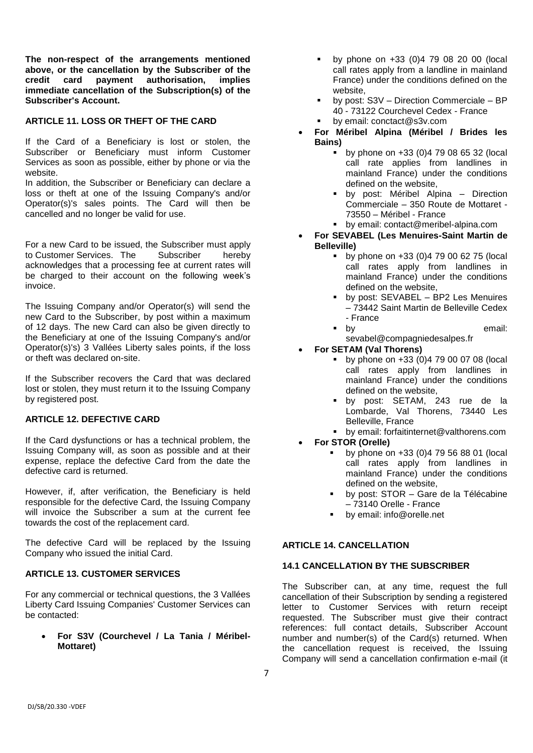**The non-respect of the arrangements mentioned above, or the cancellation by the Subscriber of the credit card payment authorisation, implies immediate cancellation of the Subscription(s) of the Subscriber's Account.**

### ARTICLE 11. LOSS OR THEFT OF THE CARD

If the Card of a Beneficiary is lost or stolen, the Subscriber or Beneficiary must inform Customer Services as soon as possible, either by phone or via the website.

In addition, the Subscriber or Beneficiary can declare a loss or theft at one of the Issuing Company's and/or Operator(s)'s sales points. The Card will then be cancelled and no longer be valid for use.

For a new Card to be issued, the Subscriber must apply to Customer Services. The Subscriber hereby acknowledges that a processing fee at current rates will be charged to their account on the following week's invoice.

The Issuing Company and/or Operator(s) will send the new Card to the Subscriber, by post within a maximum of 12 days. The new Card can also be given directly to the Beneficiary at one of the Issuing Company's and/or Operator(s)'s) 3 Vallées Liberty sales points, if the loss or theft was declared on-site.

If the Subscriber recovers the Card that was declared lost or stolen, they must return it to the Issuing Company by registered post.

### ARTICLE 12. DEFECTIVE CARD

If the Card dysfunctions or has a technical problem, the Issuing Company will, as soon as possible and at their expense, replace the defective Card from the date the defective card is returned.

However, if, after verification, the Beneficiary is held responsible for the defective Card, the Issuing Company will invoice the Subscriber a sum at the current fee towards the cost of the replacement card.

The defective Card will be replaced by the Issuing Company who issued the initial Card.

### ARTICLE 13. CUSTOMER SERVICES

For any commercial or technical questions, the 3 Vallées Liberty Card Issuing Companies' Customer Services can be contacted:

- **For S3V (Courchevel / La Tania / Méribel-Mottaret)**
  - by phone on +33 (0)4 79 08 20 00 (local call rates apply from a landline in mainland France) under the conditions defined on the website,
  - by post: S3V – Direction Commerciale – BP 40 - 73122 Courchevel Cedex - France
  - by email: conctact@s3v.com
- **For Méribel Alpina (Méribel / Brides les Bains)**
  - by phone on +33 (0)4 79 08 65 32 (local call rate applies from landlines in mainland France) under the conditions defined on the website,
  - by post: Méribel Alpina – Direction Commerciale – 350 Route de Mottaret - 73550 – Méribel - France
  - by email: contact@meribel-alpina.com
- **For SEVABEL (Les Menuires-Saint Martin de Belleville)**
  - by phone on +33 (0)4 79 00 62 75 (local call rates apply from landlines in mainland France) under the conditions defined on the website,
  - by post: SEVABEL – BP2 Les Menuires – 73442 Saint Martin de Belleville Cedex - France
  - by email: sevabel@compagniedesalpes.fr
- **For SETAM (Val Thorens)**
  - by phone on +33 (0)4 79 00 07 08 (local call rates apply from landlines in mainland France) under the conditions defined on the website,
  - by post: SETAM, 243 rue de la Lombarde, Val Thorens, 73440 Les Belleville, France
  - by email: forfaitinternet@valthorens.com
- **For STOR (Orelle)**
  - by phone on +33 (0)4 79 56 88 01 (local call rates apply from landlines in mainland France) under the conditions defined on the website,
  - by post: STOR – Gare de la Télécabine – 73140 Orelle - France
  - by email: info@orelle.net

### ARTICLE 14. CANCELLATION

#### 14.1 CANCELLATION BY THE SUBSCRIBER

The Subscriber can, at any time, request the full cancellation of their Subscription by sending a registered letter to Customer Services with return receipt requested. The Subscriber must give their contract references: full contact details, Subscriber Account number and number(s) of the Card(s) returned. When the cancellation request is received, the Issuing Company will send a cancellation confirmation e-mail (it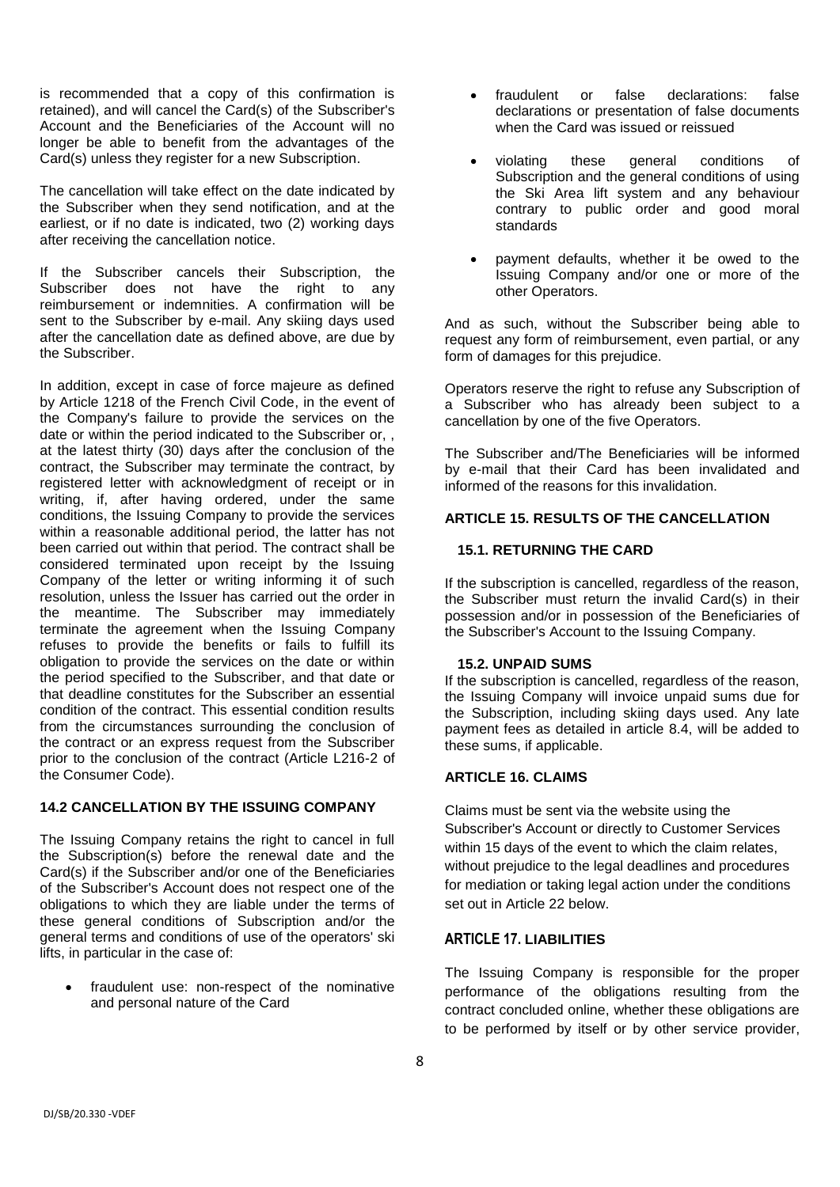is recommended that a copy of this confirmation is retained), and will cancel the Card(s) of the Subscriber's Account and the Beneficiaries of the Account will no longer be able to benefit from the advantages of the Card(s) unless they register for a new Subscription.

The cancellation will take effect on the date indicated by the Subscriber when they send notification, and at the earliest, or if no date is indicated, two (2) working days after receiving the cancellation notice.

If the Subscriber cancels their Subscription, the Subscriber does not have the right to any reimbursement or indemnities. A confirmation will be sent to the Subscriber by e-mail. Any skiing days used after the cancellation date as defined above, are due by the Subscriber.

In addition, except in case of force majeure as defined by Article 1218 of the French Civil Code, in the event of the Company's failure to provide the services on the date or within the period indicated to the Subscriber or, , at the latest thirty (30) days after the conclusion of the contract, the Subscriber may terminate the contract, by registered letter with acknowledgment of receipt or in writing, if, after having ordered, under the same conditions, the Issuing Company to provide the services within a reasonable additional period, the latter has not been carried out within that period. The contract shall be considered terminated upon receipt by the Issuing Company of the letter or writing informing it of such resolution, unless the Issuer has carried out the order in the meantime. The Subscriber may immediately terminate the agreement when the Issuing Company refuses to provide the benefits or fails to fulfill its obligation to provide the services on the date or within the period specified to the Subscriber, and that date or that deadline constitutes for the Subscriber an essential condition of the contract. This essential condition results from the circumstances surrounding the conclusion of the contract or an express request from the Subscriber prior to the conclusion of the contract (Article L216-2 of the Consumer Code).

### 14.2 CANCELLATION BY THE ISSUING COMPANY

The Issuing Company retains the right to cancel in full the Subscription(s) before the renewal date and the Card(s) if the Subscriber and/or one of the Beneficiaries of the Subscriber's Account does not respect one of the obligations to which they are liable under the terms of these general conditions of Subscription and/or the general terms and conditions of use of the operators' ski lifts, in particular in the case of:

- fraudulent use: non-respect of the nominative and personal nature of the Card
- fraudulent or false declarations: false declarations or presentation of false documents when the Card was issued or reissued
- violating these general conditions of Subscription and the general conditions of using the Ski Area lift system and any behaviour contrary to public order and good moral standards
- payment defaults, whether it be owed to the Issuing Company and/or one or more of the other Operators.

And as such, without the Subscriber being able to request any form of reimbursement, even partial, or any form of damages for this prejudice.

Operators reserve the right to refuse any Subscription of a Subscriber who has already been subject to a cancellation by one of the five Operators.

The Subscriber and/The Beneficiaries will be informed by e-mail that their Card has been invalidated and informed of the reasons for this invalidation.

## ARTICLE 15. RESULTS OF THE CANCELLATION

### 15.1. RETURNING THE CARD

If the subscription is cancelled, regardless of the reason, the Subscriber must return the invalid Card(s) in their possession and/or in possession of the Beneficiaries of the Subscriber's Account to the Issuing Company.

### 15.2. UNPAID SUMS

If the subscription is cancelled, regardless of the reason, the Issuing Company will invoice unpaid sums due for the Subscription, including skiing days used. Any late payment fees as detailed in article 8.4, will be added to these sums, if applicable.

## ARTICLE 16. CLAIMS

Claims must be sent via the website using the Subscriber's Account or directly to Customer Services within 15 days of the event to which the claim relates, without prejudice to the legal deadlines and procedures for mediation or taking legal action under the conditions set out in Article 22 below.

## ARTICLE 17. LIABILITIES

The Issuing Company is responsible for the proper performance of the obligations resulting from the contract concluded online, whether these obligations are to be performed by itself or by other service provider,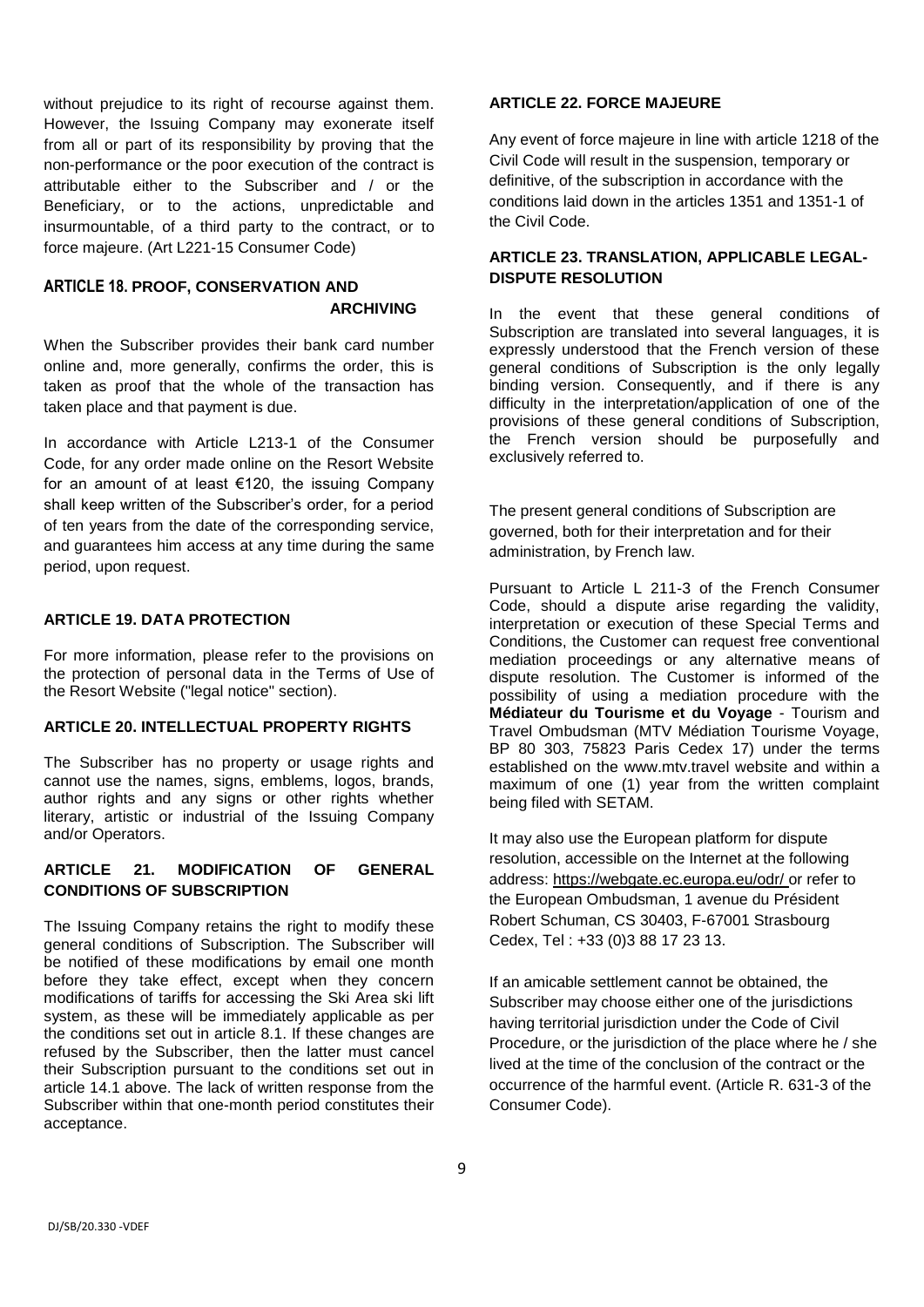without prejudice to its right of recourse against them. However, the Issuing Company may exonerate itself from all or part of its responsibility by proving that the non-performance or the poor execution of the contract is attributable either to the Subscriber and / or the Beneficiary, or to the actions, unpredictable and insurmountable, of a third party to the contract, or to force majeure. (Art L221-15 Consumer Code)

## ARTICLE 18. PROOF, CONSERVATION AND ARCHIVING

When the Subscriber provides their bank card number online and, more generally, confirms the order, this is taken as proof that the whole of the transaction has taken place and that payment is due.

In accordance with Article L213-1 of the Consumer Code, for any order made online on the Resort Website for an amount of at least €120, the issuing Company shall keep written of the Subscriber's order, for a period of ten years from the date of the corresponding service, and guarantees him access at any time during the same period, upon request.

## ARTICLE 19. DATA PROTECTION

For more information, please refer to the provisions on the protection of personal data in the Terms of Use of the Resort Website ("legal notice" section).

## ARTICLE 20. INTELLECTUAL PROPERTY RIGHTS

The Subscriber has no property or usage rights and cannot use the names, signs, emblems, logos, brands, author rights and any signs or other rights whether literary, artistic or industrial of the Issuing Company and/or Operators.

## ARTICLE 21. MODIFICATION OF GENERAL CONDITIONS OF SUBSCRIPTION

The Issuing Company retains the right to modify these general conditions of Subscription. The Subscriber will be notified of these modifications by email one month before they take effect, except when they concern modifications of tariffs for accessing the Ski Area ski lift system, as these will be immediately applicable as per the conditions set out in article 8.1. If these changes are refused by the Subscriber, then the latter must cancel their Subscription pursuant to the conditions set out in article 14.1 above. The lack of written response from the Subscriber within that one-month period constitutes their acceptance.

## ARTICLE 22. FORCE MAJEURE

Any event of force majeure in line with article 1218 of the Civil Code will result in the suspension, temporary or definitive, of the subscription in accordance with the conditions laid down in the articles 1351 and 1351-1 of the Civil Code.

## ARTICLE 23. TRANSLATION, APPLICABLE LEGAL-DISPUTE RESOLUTION

In the event that these general conditions of Subscription are translated into several languages, it is expressly understood that the French version of these general conditions of Subscription is the only legally binding version. Consequently, and if there is any difficulty in the interpretation/application of one of the provisions of these general conditions of Subscription, the French version should be purposefully and exclusively referred to.

The present general conditions of Subscription are governed, both for their interpretation and for their administration, by French law.

Pursuant to Article L 211-3 of the French Consumer Code, should a dispute arise regarding the validity, interpretation or execution of these Special Terms and Conditions, the Customer can request free conventional mediation proceedings or any alternative means of dispute resolution. The Customer is informed of the possibility of using a mediation procedure with the **Médiateur du Tourisme et du Voyage** - Tourism and Travel Ombudsman (MTV Médiation Tourisme Voyage, BP 80 303, 75823 Paris Cedex 17) under the terms established on the www.mtv.travel website and within a maximum of one (1) year from the written complaint being filed with SETAM.

It may also use the European platform for dispute resolution, accessible on the Internet at the following address: https://webgate.ec.europa.eu/odr/ or refer to the European Ombudsman, 1 avenue du Président Robert Schuman, CS 30403, F-67001 Strasbourg Cedex, Tel : +33 (0)3 88 17 23 13.

If an amicable settlement cannot be obtained, the Subscriber may choose either one of the jurisdictions having territorial jurisdiction under the Code of Civil Procedure, or the jurisdiction of the place where he / she lived at the time of the conclusion of the contract or the occurrence of the harmful event. (Article R. 631-3 of the Consumer Code).

DJ/SB/20.330 -VDEF